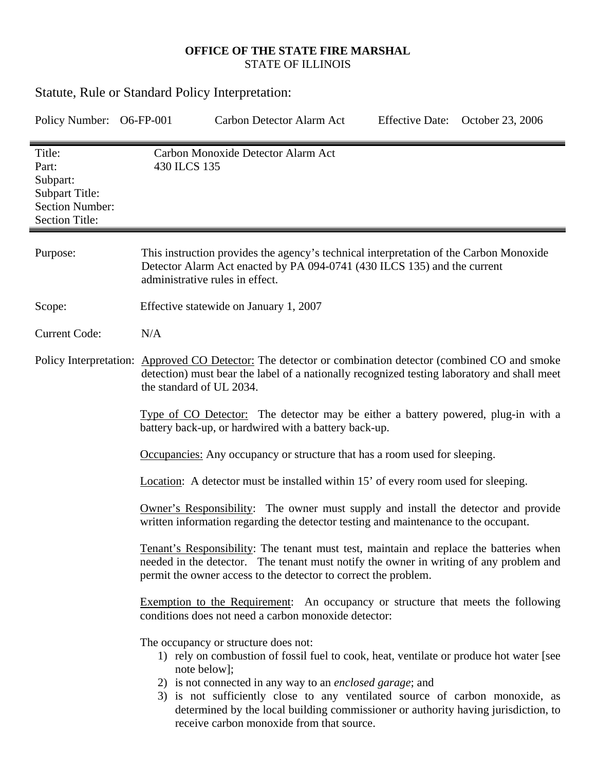**OFFICE OF THE STATE FIRE MARSHAL**
STATE OF ILLINOIS

## Statute, Rule or Standard Policy Interpretation:

Policy Number: O6-FP-001 Carbon Detector Alarm Act Effective Date: October 23, 2006

| | |
|---|---|
| Title: | Carbon Monoxide Detector Alarm Act |
| Part: | 430 ILCS 135 |
| Subpart: | |
| Subpart Title: | |
| Section Number: | |
| Section Title: | |

**Purpose:** This instruction provides the agency's technical interpretation of the Carbon Monoxide Detector Alarm Act enacted by PA 094-0741 (430 ILCS 135) and the current administrative rules in effect.

**Scope:** Effective statewide on January 1, 2007

**Current Code:** N/A

**Policy Interpretation:** Approved CO Detector: The detector or combination detector (combined CO and smoke detection) must bear the label of a nationally recognized testing laboratory and shall meet the standard of UL 2034.

Type of CO Detector: The detector may be either a battery powered, plug-in with a battery back-up, or hardwired with a battery back-up.

Occupancies: Any occupancy or structure that has a room used for sleeping.

Location: A detector must be installed within 15' of every room used for sleeping.

Owner's Responsibility: The owner must supply and install the detector and provide written information regarding the detector testing and maintenance to the occupant.

Tenant's Responsibility: The tenant must test, maintain and replace the batteries when needed in the detector. The tenant must notify the owner in writing of any problem and permit the owner access to the detector to correct the problem.

Exemption to the Requirement: An occupancy or structure that meets the following conditions does not need a carbon monoxide detector:

The occupancy or structure does not:

1) rely on combustion of fossil fuel to cook, heat, ventilate or produce hot water [see note below];
2) is not connected in any way to an *enclosed garage*; and
3) is not sufficiently close to any ventilated source of carbon monoxide, as determined by the local building commissioner or authority having jurisdiction, to receive carbon monoxide from that source.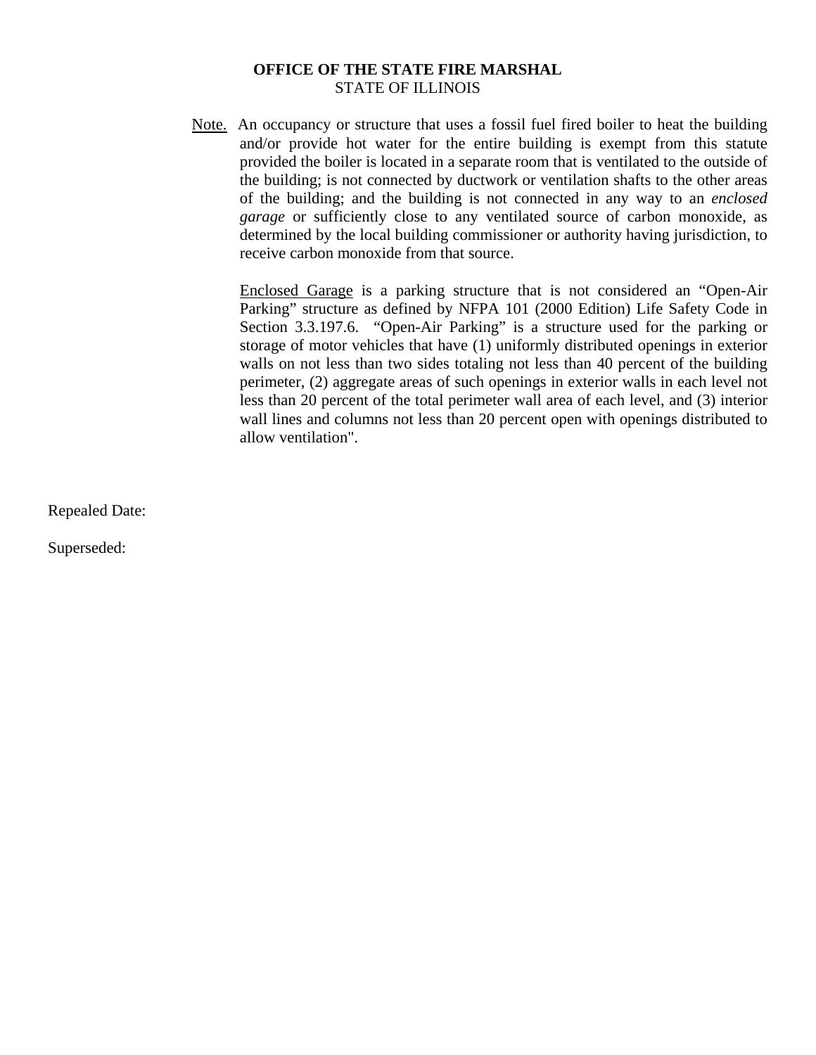Note. An occupancy or structure that uses a fossil fuel fired boiler to heat the building and/or provide hot water for the entire building is exempt from this statute provided the boiler is located in a separate room that is ventilated to the outside of the building; is not connected by ductwork or ventilation shafts to the other areas of the building; and the building is not connected in any way to an *enclosed garage* or sufficiently close to any ventilated source of carbon monoxide, as determined by the local building commissioner or authority having jurisdiction, to receive carbon monoxide from that source.

Enclosed Garage is a parking structure that is not considered an "Open-Air Parking" structure as defined by NFPA 101 (2000 Edition) Life Safety Code in Section 3.3.197.6. "Open-Air Parking" is a structure used for the parking or storage of motor vehicles that have (1) uniformly distributed openings in exterior walls on not less than two sides totaling not less than 40 percent of the building perimeter, (2) aggregate areas of such openings in exterior walls in each level not less than 20 percent of the total perimeter wall area of each level, and (3) interior wall lines and columns not less than 20 percent open with openings distributed to allow ventilation".

Repealed Date:

Superseded: